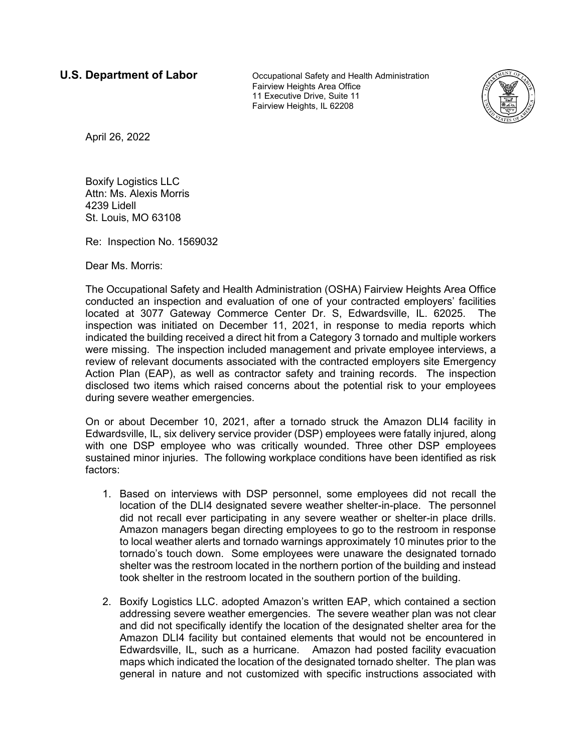**U.S. Department of Labor**

Occupational Safety and Health Administration
Fairview Heights Area Office
11 Executive Drive, Suite 11
Fairview Heights, IL 62208

April 26, 2022

Boxify Logistics LLC
Attn: Ms. Alexis Morris
4239 Lidell
St. Louis, MO 63108

Re: Inspection No. 1569032

Dear Ms. Morris:

The Occupational Safety and Health Administration (OSHA) Fairview Heights Area Office conducted an inspection and evaluation of one of your contracted employers' facilities located at 3077 Gateway Commerce Center Dr. S, Edwardsville, IL. 62025. The inspection was initiated on December 11, 2021, in response to media reports which indicated the building received a direct hit from a Category 3 tornado and multiple workers were missing. The inspection included management and private employee interviews, a review of relevant documents associated with the contracted employers site Emergency Action Plan (EAP), as well as contractor safety and training records. The inspection disclosed two items which raised concerns about the potential risk to your employees during severe weather emergencies.

On or about December 10, 2021, after a tornado struck the Amazon DLI4 facility in Edwardsville, IL, six delivery service provider (DSP) employees were fatally injured, along with one DSP employee who was critically wounded. Three other DSP employees sustained minor injuries. The following workplace conditions have been identified as risk factors:

1. Based on interviews with DSP personnel, some employees did not recall the location of the DLI4 designated severe weather shelter-in-place. The personnel did not recall ever participating in any severe weather or shelter-in place drills. Amazon managers began directing employees to go to the restroom in response to local weather alerts and tornado warnings approximately 10 minutes prior to the tornado's touch down. Some employees were unaware the designated tornado shelter was the restroom located in the northern portion of the building and instead took shelter in the restroom located in the southern portion of the building.

2. Boxify Logistics LLC. adopted Amazon's written EAP, which contained a section addressing severe weather emergencies. The severe weather plan was not clear and did not specifically identify the location of the designated shelter area for the Amazon DLI4 facility but contained elements that would not be encountered in Edwardsville, IL, such as a hurricane. Amazon had posted facility evacuation maps which indicated the location of the designated tornado shelter. The plan was general in nature and not customized with specific instructions associated with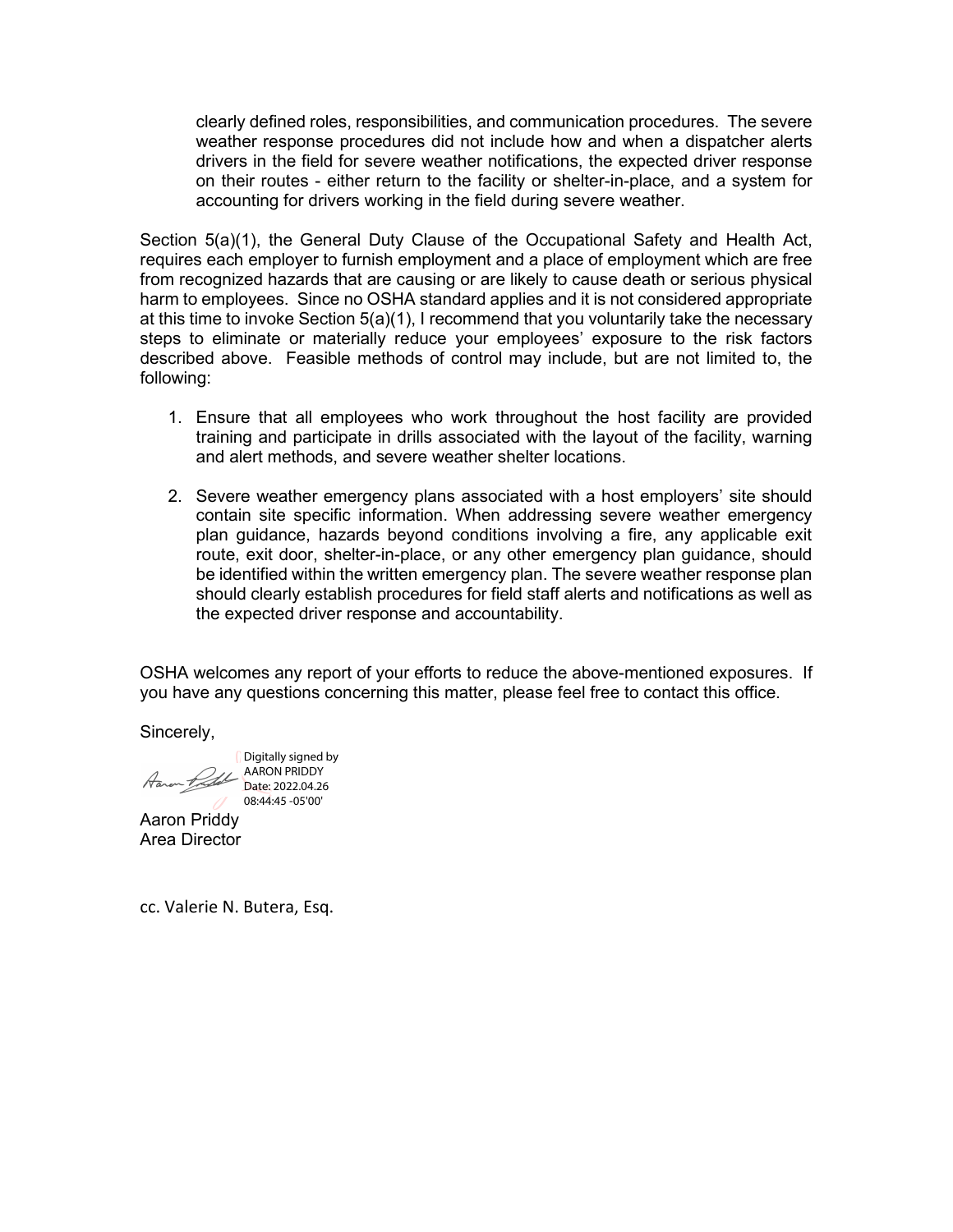clearly defined roles, responsibilities, and communication procedures. The severe weather response procedures did not include how and when a dispatcher alerts drivers in the field for severe weather notifications, the expected driver response on their routes - either return to the facility or shelter-in-place, and a system for accounting for drivers working in the field during severe weather.

Section 5(a)(1), the General Duty Clause of the Occupational Safety and Health Act, requires each employer to furnish employment and a place of employment which are free from recognized hazards that are causing or are likely to cause death or serious physical harm to employees. Since no OSHA standard applies and it is not considered appropriate at this time to invoke Section 5(a)(1), I recommend that you voluntarily take the necessary steps to eliminate or materially reduce your employees' exposure to the risk factors described above. Feasible methods of control may include, but are not limited to, the following:

1. Ensure that all employees who work throughout the host facility are provided training and participate in drills associated with the layout of the facility, warning and alert methods, and severe weather shelter locations.

2. Severe weather emergency plans associated with a host employers' site should contain site specific information. When addressing severe weather emergency plan guidance, hazards beyond conditions involving a fire, any applicable exit route, exit door, shelter-in-place, or any other emergency plan guidance, should be identified within the written emergency plan. The severe weather response plan should clearly establish procedures for field staff alerts and notifications as well as the expected driver response and accountability.

OSHA welcomes any report of your efforts to reduce the above-mentioned exposures. If you have any questions concerning this matter, please feel free to contact this office.

Sincerely,

Digitally signed by AARON PRIDDY
Date: 2022.04.26 08:44:45 -05'00'

Aaron Priddy
Area Director

cc. Valerie N. Butera, Esq.